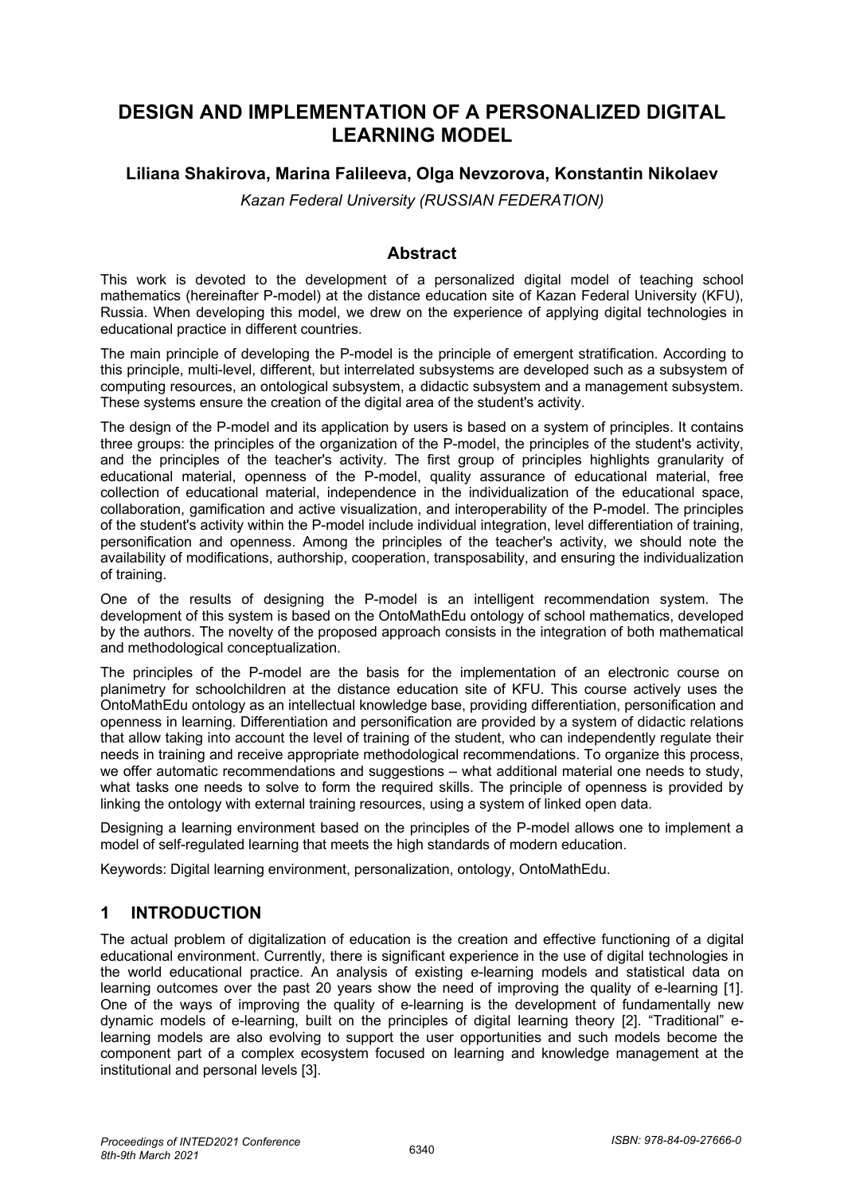# DESIGN AND IMPLEMENTATION OF A PERSONALIZED DIGITAL LEARNING MODEL

**Liliana Shakirova, Marina Falileeva, Olga Nevzorova, Konstantin Nikolaev**

*Kazan Federal University (RUSSIAN FEDERATION)*

## Abstract

This work is devoted to the development of a personalized digital model of teaching school mathematics (hereinafter P-model) at the distance education site of Kazan Federal University (KFU), Russia. When developing this model, we drew on the experience of applying digital technologies in educational practice in different countries.

The main principle of developing the P-model is the principle of emergent stratification. According to this principle, multi-level, different, but interrelated subsystems are developed such as a subsystem of computing resources, an ontological subsystem, a didactic subsystem and a management subsystem. These systems ensure the creation of the digital area of the student's activity.

The design of the P-model and its application by users is based on a system of principles. It contains three groups: the principles of the organization of the P-model, the principles of the student's activity, and the principles of the teacher's activity. The first group of principles highlights granularity of educational material, openness of the P-model, quality assurance of educational material, free collection of educational material, independence in the individualization of the educational space, collaboration, gamification and active visualization, and interoperability of the P-model. The principles of the student's activity within the P-model include individual integration, level differentiation of training, personification and openness. Among the principles of the teacher's activity, we should note the availability of modifications, authorship, cooperation, transposability, and ensuring the individualization of training.

One of the results of designing the P-model is an intelligent recommendation system. The development of this system is based on the OntoMathEdu ontology of school mathematics, developed by the authors. The novelty of the proposed approach consists in the integration of both mathematical and methodological conceptualization.

The principles of the P-model are the basis for the implementation of an electronic course on planimetry for schoolchildren at the distance education site of KFU. This course actively uses the OntoMathEdu ontology as an intellectual knowledge base, providing differentiation, personification and openness in learning. Differentiation and personification are provided by a system of didactic relations that allow taking into account the level of training of the student, who can independently regulate their needs in training and receive appropriate methodological recommendations. To organize this process, we offer automatic recommendations and suggestions – what additional material one needs to study, what tasks one needs to solve to form the required skills. The principle of openness is provided by linking the ontology with external training resources, using a system of linked open data.

Designing a learning environment based on the principles of the P-model allows one to implement a model of self-regulated learning that meets the high standards of modern education.

Keywords: Digital learning environment, personalization, ontology, OntoMathEdu.

## 1 INTRODUCTION

The actual problem of digitalization of education is the creation and effective functioning of a digital educational environment. Currently, there is significant experience in the use of digital technologies in the world educational practice. An analysis of existing e-learning models and statistical data on learning outcomes over the past 20 years show the need of improving the quality of e-learning [1]. One of the ways of improving the quality of e-learning is the development of fundamentally new dynamic models of e-learning, built on the principles of digital learning theory [2]. "Traditional" e-learning models are also evolving to support the user opportunities and such models become the component part of a complex ecosystem focused on learning and knowledge management at the institutional and personal levels [3].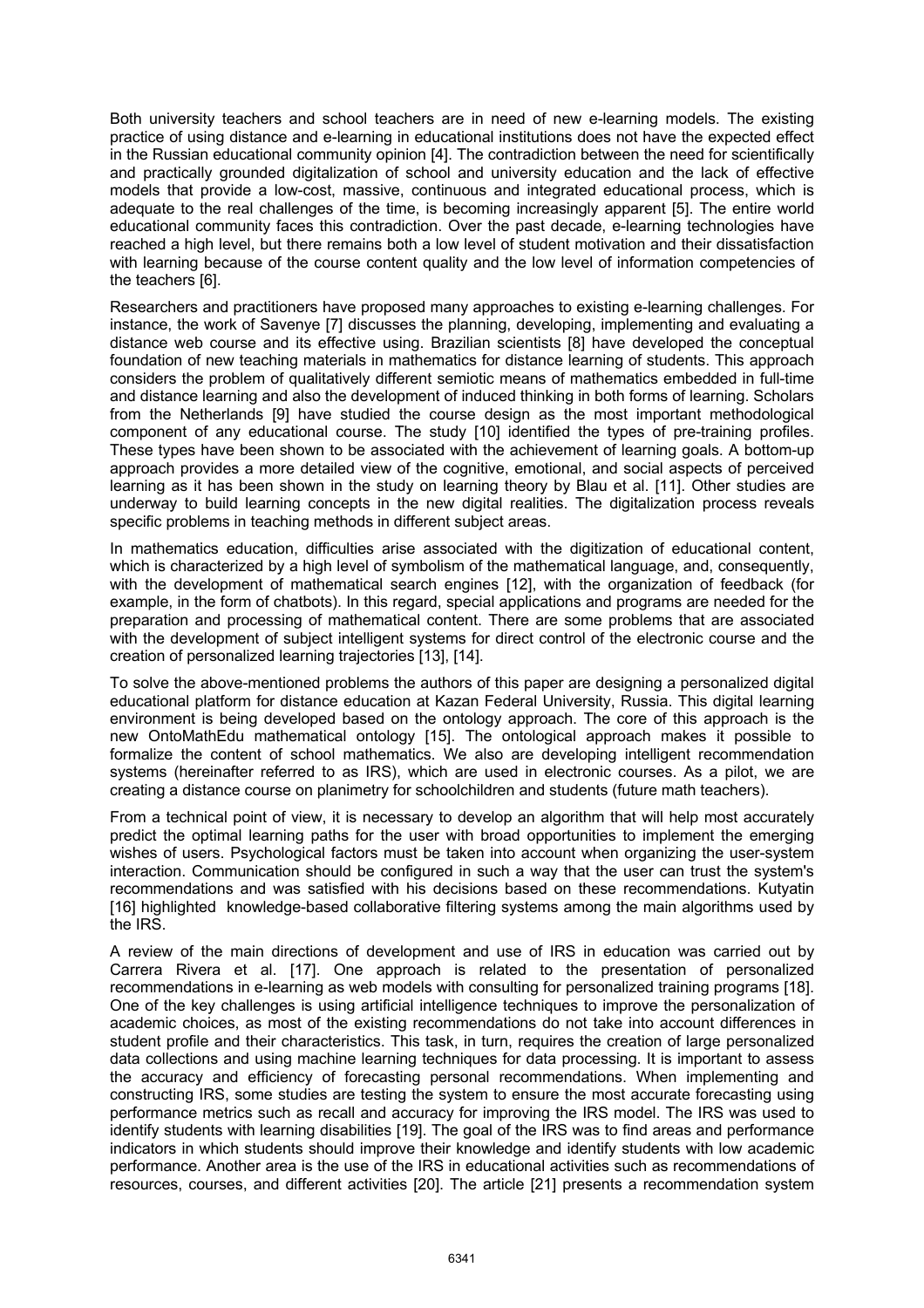Both university teachers and school teachers are in need of new e-learning models. The existing practice of using distance and e-learning in educational institutions does not have the expected effect in the Russian educational community opinion [4]. The contradiction between the need for scientifically and practically grounded digitalization of school and university education and the lack of effective models that provide a low-cost, massive, continuous and integrated educational process, which is adequate to the real challenges of the time, is becoming increasingly apparent [5]. The entire world educational community faces this contradiction. Over the past decade, e-learning technologies have reached a high level, but there remains both a low level of student motivation and their dissatisfaction with learning because of the course content quality and the low level of information competencies of the teachers [6].

Researchers and practitioners have proposed many approaches to existing e-learning challenges. For instance, the work of Savenye [7] discusses the planning, developing, implementing and evaluating a distance web course and its effective using. Brazilian scientists [8] have developed the conceptual foundation of new teaching materials in mathematics for distance learning of students. This approach considers the problem of qualitatively different semiotic means of mathematics embedded in full-time and distance learning and also the development of induced thinking in both forms of learning. Scholars from the Netherlands [9] have studied the course design as the most important methodological component of any educational course. The study [10] identified the types of pre-training profiles. These types have been shown to be associated with the achievement of learning goals. A bottom-up approach provides a more detailed view of the cognitive, emotional, and social aspects of perceived learning as it has been shown in the study on learning theory by Blau et al. [11]. Other studies are underway to build learning concepts in the new digital realities. The digitalization process reveals specific problems in teaching methods in different subject areas.

In mathematics education, difficulties arise associated with the digitization of educational content, which is characterized by a high level of symbolism of the mathematical language, and, consequently, with the development of mathematical search engines [12], with the organization of feedback (for example, in the form of chatbots). In this regard, special applications and programs are needed for the preparation and processing of mathematical content. There are some problems that are associated with the development of subject intelligent systems for direct control of the electronic course and the creation of personalized learning trajectories [13], [14].

To solve the above-mentioned problems the authors of this paper are designing a personalized digital educational platform for distance education at Kazan Federal University, Russia. This digital learning environment is being developed based on the ontology approach. The core of this approach is the new OntoMathEdu mathematical ontology [15]. The ontological approach makes it possible to formalize the content of school mathematics. We also are developing intelligent recommendation systems (hereinafter referred to as IRS), which are used in electronic courses. As a pilot, we are creating a distance course on planimetry for schoolchildren and students (future math teachers).

From a technical point of view, it is necessary to develop an algorithm that will help most accurately predict the optimal learning paths for the user with broad opportunities to implement the emerging wishes of users. Psychological factors must be taken into account when organizing the user-system interaction. Communication should be configured in such a way that the user can trust the system's recommendations and was satisfied with his decisions based on these recommendations. Kutyatin [16] highlighted knowledge-based collaborative filtering systems among the main algorithms used by the IRS.

A review of the main directions of development and use of IRS in education was carried out by Carrera Rivera et al. [17]. One approach is related to the presentation of personalized recommendations in e-learning as web models with consulting for personalized training programs [18]. One of the key challenges is using artificial intelligence techniques to improve the personalization of academic choices, as most of the existing recommendations do not take into account differences in student profile and their characteristics. This task, in turn, requires the creation of large personalized data collections and using machine learning techniques for data processing. It is important to assess the accuracy and efficiency of forecasting personal recommendations. When implementing and constructing IRS, some studies are testing the system to ensure the most accurate forecasting using performance metrics such as recall and accuracy for improving the IRS model. The IRS was used to identify students with learning disabilities [19]. The goal of the IRS was to find areas and performance indicators in which students should improve their knowledge and identify students with low academic performance. Another area is the use of the IRS in educational activities such as recommendations of resources, courses, and different activities [20]. The article [21] presents a recommendation system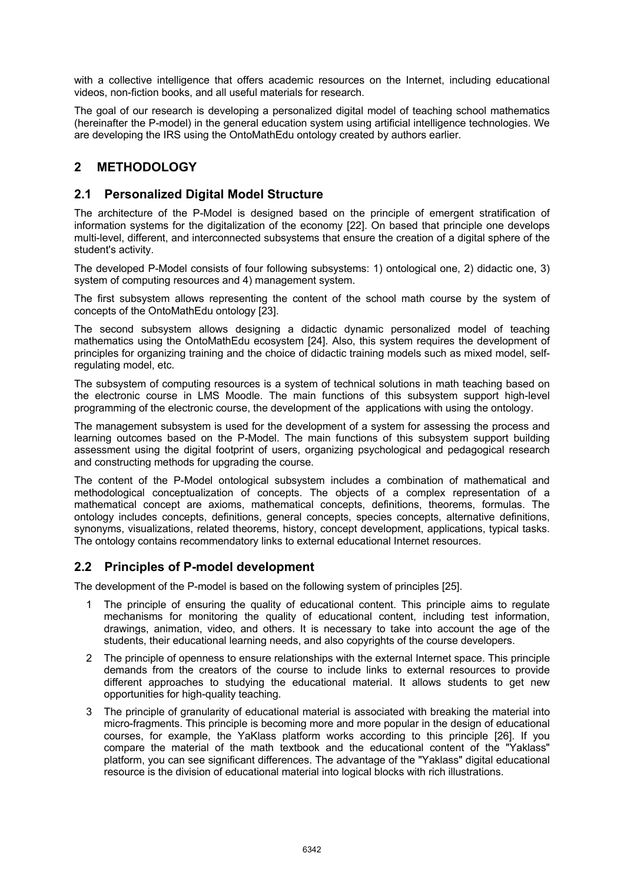with a collective intelligence that offers academic resources on the Internet, including educational videos, non-fiction books, and all useful materials for research.

The goal of our research is developing a personalized digital model of teaching school mathematics (hereinafter the P-model) in the general education system using artificial intelligence technologies. We are developing the IRS using the OntoMathEdu ontology created by authors earlier.

## 2 METHODOLOGY

### 2.1 Personalized Digital Model Structure

The architecture of the P-Model is designed based on the principle of emergent stratification of information systems for the digitalization of the economy [22]. On based that principle one develops multi-level, different, and interconnected subsystems that ensure the creation of a digital sphere of the student's activity.

The developed P-Model consists of four following subsystems: 1) ontological one, 2) didactic one, 3) system of computing resources and 4) management system.

The first subsystem allows representing the content of the school math course by the system of concepts of the OntoMathEdu ontology [23].

The second subsystem allows designing a didactic dynamic personalized model of teaching mathematics using the OntoMathEdu ecosystem [24]. Also, this system requires the development of principles for organizing training and the choice of didactic training models such as mixed model, self-regulating model, etc.

The subsystem of computing resources is a system of technical solutions in math teaching based on the electronic course in LMS Moodle. The main functions of this subsystem support high-level programming of the electronic course, the development of the applications with using the ontology.

The management subsystem is used for the development of a system for assessing the process and learning outcomes based on the P-Model. The main functions of this subsystem support building assessment using the digital footprint of users, organizing psychological and pedagogical research and constructing methods for upgrading the course.

The content of the P-Model ontological subsystem includes a combination of mathematical and methodological conceptualization of concepts. The objects of a complex representation of a mathematical concept are axioms, mathematical concepts, definitions, theorems, formulas. The ontology includes concepts, definitions, general concepts, species concepts, alternative definitions, synonyms, visualizations, related theorems, history, concept development, applications, typical tasks. The ontology contains recommendatory links to external educational Internet resources.

### 2.2 Principles of P-model development

The development of the P-model is based on the following system of principles [25].

1. The principle of ensuring the quality of educational content. This principle aims to regulate mechanisms for monitoring the quality of educational content, including test information, drawings, animation, video, and others. It is necessary to take into account the age of the students, their educational learning needs, and also copyrights of the course developers.
2. The principle of openness to ensure relationships with the external Internet space. This principle demands from the creators of the course to include links to external resources to provide different approaches to studying the educational material. It allows students to get new opportunities for high-quality teaching.
3. The principle of granularity of educational material is associated with breaking the material into micro-fragments. This principle is becoming more and more popular in the design of educational courses, for example, the YaKlass platform works according to this principle [26]. If you compare the material of the math textbook and the educational content of the "Yaklass" platform, you can see significant differences. The advantage of the "Yaklass" digital educational resource is the division of educational material into logical blocks with rich illustrations.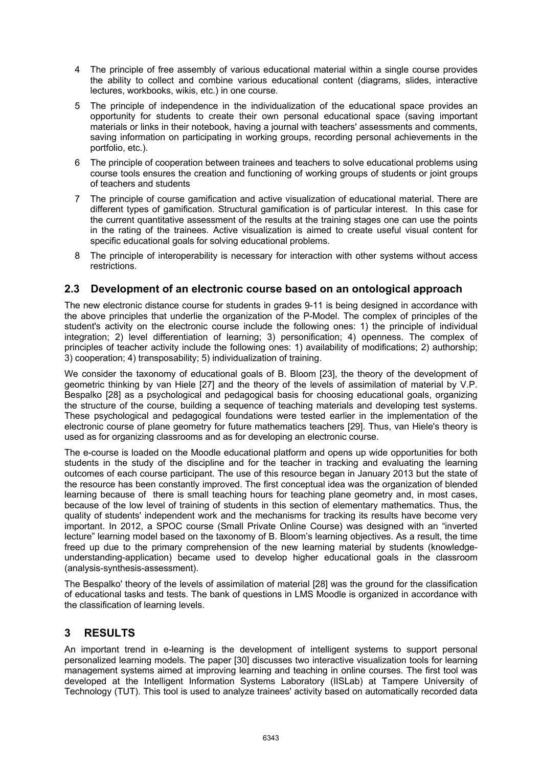4 The principle of free assembly of various educational material within a single course provides the ability to collect and combine various educational content (diagrams, slides, interactive lectures, workbooks, wikis, etc.) in one course.

5 The principle of independence in the individualization of the educational space provides an opportunity for students to create their own personal educational space (saving important materials or links in their notebook, having a journal with teachers' assessments and comments, saving information on participating in working groups, recording personal achievements in the portfolio, etc.).

6 The principle of cooperation between trainees and teachers to solve educational problems using course tools ensures the creation and functioning of working groups of students or joint groups of teachers and students

7 The principle of course gamification and active visualization of educational material. There are different types of gamification. Structural gamification is of particular interest. In this case for the current quantitative assessment of the results at the training stages one can use the points in the rating of the trainees. Active visualization is aimed to create useful visual content for specific educational goals for solving educational problems.

8 The principle of interoperability is necessary for interaction with other systems without access restrictions.

### 2.3 Development of an electronic course based on an ontological approach

The new electronic distance course for students in grades 9-11 is being designed in accordance with the above principles that underlie the organization of the P-Model. The complex of principles of the student's activity on the electronic course include the following ones: 1) the principle of individual integration; 2) level differentiation of learning; 3) personification; 4) openness. The complex of principles of teacher activity include the following ones: 1) availability of modifications; 2) authorship; 3) cooperation; 4) transposability; 5) individualization of training.

We consider the taxonomy of educational goals of B. Bloom [23], the theory of the development of geometric thinking by van Hiele [27] and the theory of the levels of assimilation of material by V.P. Bespalko [28] as a psychological and pedagogical basis for choosing educational goals, organizing the structure of the course, building a sequence of teaching materials and developing test systems. These psychological and pedagogical foundations were tested earlier in the implementation of the electronic course of plane geometry for future mathematics teachers [29]. Thus, van Hiele's theory is used as for organizing classrooms and as for developing an electronic course.

The e-course is loaded on the Moodle educational platform and opens up wide opportunities for both students in the study of the discipline and for the teacher in tracking and evaluating the learning outcomes of each course participant. The use of this resource began in January 2013 but the state of the resource has been constantly improved. The first conceptual idea was the organization of blended learning because of there is small teaching hours for teaching plane geometry and, in most cases, because of the low level of training of students in this section of elementary mathematics. Thus, the quality of students' independent work and the mechanisms for tracking its results have become very important. In 2012, a SPOC course (Small Private Online Course) was designed with an "inverted lecture" learning model based on the taxonomy of B. Bloom's learning objectives. As a result, the time freed up due to the primary comprehension of the new learning material by students (knowledge-understanding-application) became used to develop higher educational goals in the classroom (analysis-synthesis-assessment).

The Bespalko' theory of the levels of assimilation of material [28] was the ground for the classification of educational tasks and tests. The bank of questions in LMS Moodle is organized in accordance with the classification of learning levels.

## 3 RESULTS

An important trend in e-learning is the development of intelligent systems to support personal personalized learning models. The paper [30] discusses two interactive visualization tools for learning management systems aimed at improving learning and teaching in online courses. The first tool was developed at the Intelligent Information Systems Laboratory (IISLab) at Tampere University of Technology (TUT). This tool is used to analyze trainees' activity based on automatically recorded data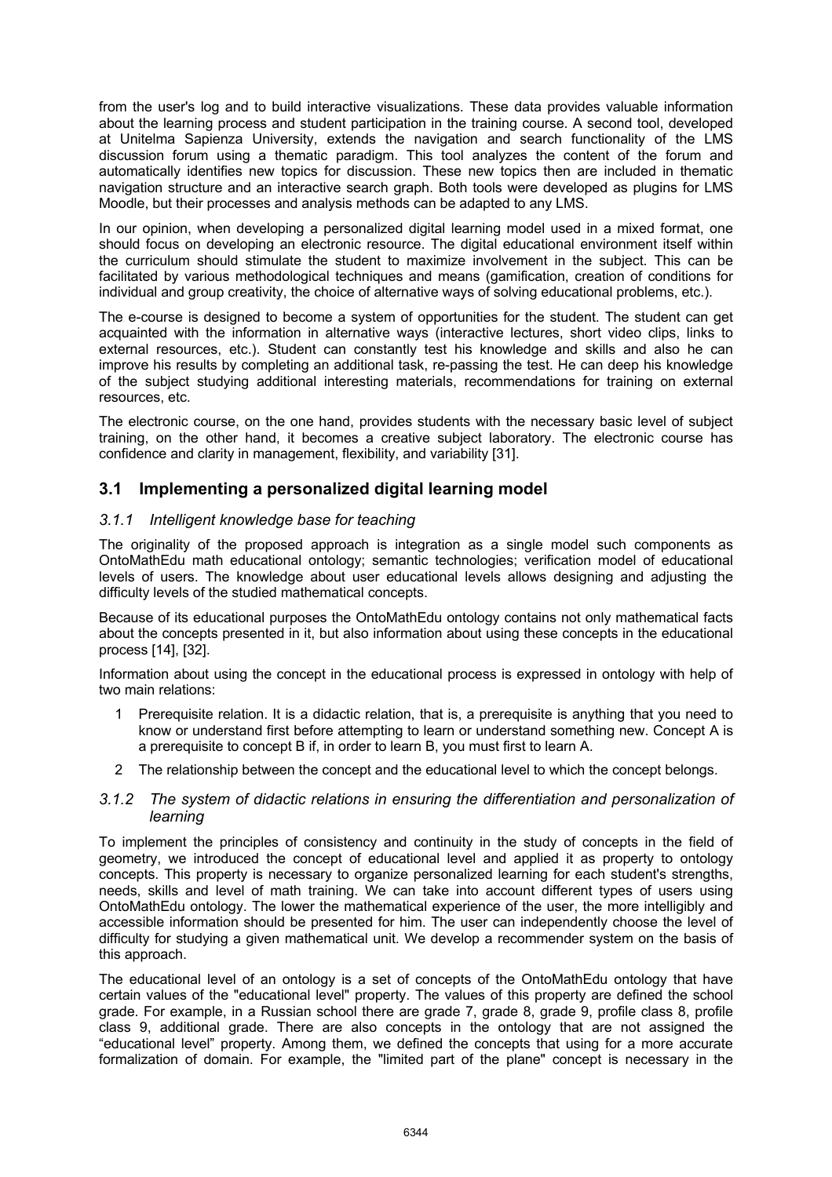from the user's log and to build interactive visualizations. These data provides valuable information about the learning process and student participation in the training course. A second tool, developed at Unitelma Sapienza University, extends the navigation and search functionality of the LMS discussion forum using a thematic paradigm. This tool analyzes the content of the forum and automatically identifies new topics for discussion. These new topics then are included in thematic navigation structure and an interactive search graph. Both tools were developed as plugins for LMS Moodle, but their processes and analysis methods can be adapted to any LMS.

In our opinion, when developing a personalized digital learning model used in a mixed format, one should focus on developing an electronic resource. The digital educational environment itself within the curriculum should stimulate the student to maximize involvement in the subject. This can be facilitated by various methodological techniques and means (gamification, creation of conditions for individual and group creativity, the choice of alternative ways of solving educational problems, etc.).

The e-course is designed to become a system of opportunities for the student. The student can get acquainted with the information in alternative ways (interactive lectures, short video clips, links to external resources, etc.). Student can constantly test his knowledge and skills and also he can improve his results by completing an additional task, re-passing the test. He can deep his knowledge of the subject studying additional interesting materials, recommendations for training on external resources, etc.

The electronic course, on the one hand, provides students with the necessary basic level of subject training, on the other hand, it becomes a creative subject laboratory. The electronic course has confidence and clarity in management, flexibility, and variability [31].

## 3.1 Implementing a personalized digital learning model

### *3.1.1 Intelligent knowledge base for teaching*

The originality of the proposed approach is integration as a single model such components as OntoMathEdu math educational ontology; semantic technologies; verification model of educational levels of users. The knowledge about user educational levels allows designing and adjusting the difficulty levels of the studied mathematical concepts.

Because of its educational purposes the OntoMathEdu ontology contains not only mathematical facts about the concepts presented in it, but also information about using these concepts in the educational process [14], [32].

Information about using the concept in the educational process is expressed in ontology with help of two main relations:

1. Prerequisite relation. It is a didactic relation, that is, a prerequisite is anything that you need to know or understand first before attempting to learn or understand something new. Concept A is a prerequisite to concept B if, in order to learn B, you must first to learn A.
2. The relationship between the concept and the educational level to which the concept belongs.

### *3.1.2 The system of didactic relations in ensuring the differentiation and personalization of learning*

To implement the principles of consistency and continuity in the study of concepts in the field of geometry, we introduced the concept of educational level and applied it as property to ontology concepts. This property is necessary to organize personalized learning for each student's strengths, needs, skills and level of math training. We can take into account different types of users using OntoMathEdu ontology. The lower the mathematical experience of the user, the more intelligibly and accessible information should be presented for him. The user can independently choose the level of difficulty for studying a given mathematical unit. We develop a recommender system on the basis of this approach.

The educational level of an ontology is a set of concepts of the OntoMathEdu ontology that have certain values of the "educational level" property. The values of this property are defined the school grade. For example, in a Russian school there are grade 7, grade 8, grade 9, profile class 8, profile class 9, additional grade. There are also concepts in the ontology that are not assigned the "educational level" property. Among them, we defined the concepts that using for a more accurate formalization of domain. For example, the "limited part of the plane" concept is necessary in the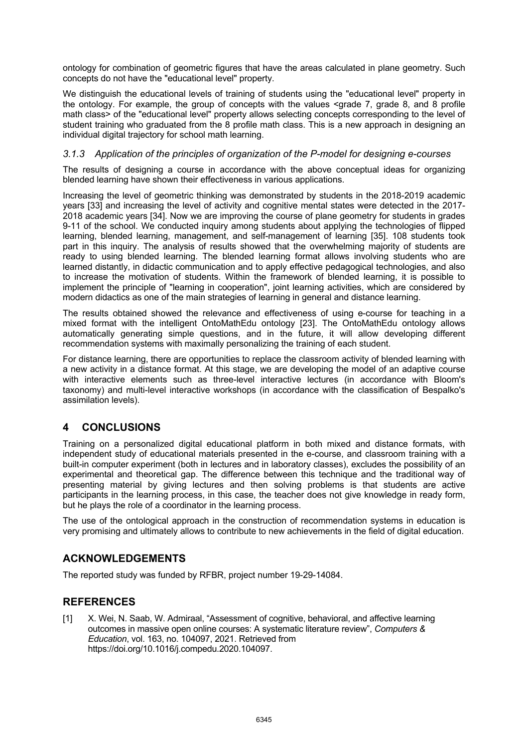ontology for combination of geometric figures that have the areas calculated in plane geometry. Such concepts do not have the "educational level" property.

We distinguish the educational levels of training of students using the "educational level" property in the ontology. For example, the group of concepts with the values <grade 7, grade 8, and 8 profile math class> of the "educational level" property allows selecting concepts corresponding to the level of student training who graduated from the 8 profile math class. This is a new approach in designing an individual digital trajectory for school math learning.

### *3.1.3 Application of the principles of organization of the P-model for designing e-courses*

The results of designing a course in accordance with the above conceptual ideas for organizing blended learning have shown their effectiveness in various applications.

Increasing the level of geometric thinking was demonstrated by students in the 2018-2019 academic years [33] and increasing the level of activity and cognitive mental states were detected in the 2017-2018 academic years [34]. Now we are improving the course of plane geometry for students in grades 9-11 of the school. We conducted inquiry among students about applying the technologies of flipped learning, blended learning, management, and self-management of learning [35]. 108 students took part in this inquiry. The analysis of results showed that the overwhelming majority of students are ready to using blended learning. The blended learning format allows involving students who are learned distantly, in didactic communication and to apply effective pedagogical technologies, and also to increase the motivation of students. Within the framework of blended learning, it is possible to implement the principle of "learning in cooperation", joint learning activities, which are considered by modern didactics as one of the main strategies of learning in general and distance learning.

The results obtained showed the relevance and effectiveness of using e-course for teaching in a mixed format with the intelligent OntoMathEdu ontology [23]. The OntoMathEdu ontology allows automatically generating simple questions, and in the future, it will allow developing different recommendation systems with maximally personalizing the training of each student.

For distance learning, there are opportunities to replace the classroom activity of blended learning with a new activity in a distance format. At this stage, we are developing the model of an adaptive course with interactive elements such as three-level interactive lectures (in accordance with Bloom's taxonomy) and multi-level interactive workshops (in accordance with the classification of Bespalko's assimilation levels).

## 4 CONCLUSIONS

Training on a personalized digital educational platform in both mixed and distance formats, with independent study of educational materials presented in the e-course, and classroom training with a built-in computer experiment (both in lectures and in laboratory classes), excludes the possibility of an experimental and theoretical gap. The difference between this technique and the traditional way of presenting material by giving lectures and then solving problems is that students are active participants in the learning process, in this case, the teacher does not give knowledge in ready form, but he plays the role of a coordinator in the learning process.

The use of the ontological approach in the construction of recommendation systems in education is very promising and ultimately allows to contribute to new achievements in the field of digital education.

## ACKNOWLEDGEMENTS

The reported study was funded by RFBR, project number 19-29-14084.

## REFERENCES

[1] X. Wei, N. Saab, W. Admiraal, "Assessment of cognitive, behavioral, and affective learning outcomes in massive open online courses: A systematic literature review", *Computers & Education*, vol. 163, no. 104097, 2021. Retrieved from https://doi.org/10.1016/j.compedu.2020.104097.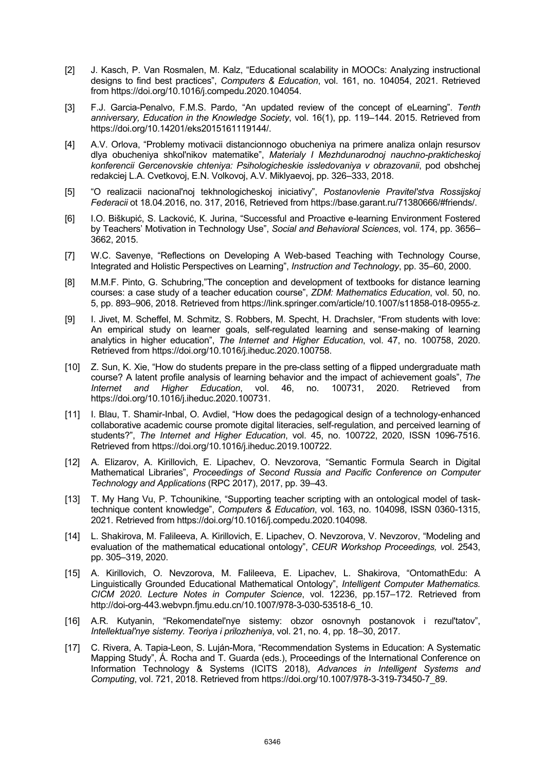[2] J. Kasch, P. Van Rosmalen, M. Kalz, “Educational scalability in MOOCs: Analyzing instructional designs to find best practices”, *Computers & Education*, vol. 161, no. 104054, 2021. Retrieved from https://doi.org/10.1016/j.compedu.2020.104054.

[3] F.J. Garcia-Penalvo, F.M.S. Pardo, “An updated review of the concept of eLearning”. *Tenth anniversary, Education in the Knowledge Society*, vol. 16(1), pp. 119–144. 2015. Retrieved from https://doi.org/10.14201/eks2015161119144/.

[4] A.V. Orlova, “Problemy motivacii distancionnogo obucheniya na primere analiza onlajn resursov dlya obucheniya shkol'nikov matematike”, *Materialy I Mezhdunarodnoj nauchno-prakticheskoj konferencii Gercenovskie chteniya: Psihologicheskie issledovaniya v obrazovanii*, pod obshchej redakciej L.A. Cvetkovoj, E.N. Volkovoj, A.V. Miklyaevoj, pp. 326–333, 2018.

[5] “O realizacii nacional'noj tekhnologicheskoj iniciativy”, *Postanovlenie Pravitel'stva Rossijskoj Federacii* ot 18.04.2016, no. 317, 2016, Retrieved from https://base.garant.ru/71380666/#friends/.

[6] I.O. Biškupić, S. Lacković, K. Jurina, “Successful and Proactive e-learning Environment Fostered by Teachers’ Motivation in Technology Use”, *Social and Behavioral Sciences*, vol. 174, pp. 3656–3662, 2015.

[7] W.C. Savenye, “Reflections on Developing A Web-based Teaching with Technology Course, Integrated and Holistic Perspectives on Learning”, *Instruction and Technology*, pp. 35–60, 2000.

[8] M.M.F. Pinto, G. Schubring,”The conception and development of textbooks for distance learning courses: a case study of a teacher education course”, *ZDM: Mathematics Education*, vol. 50, no. 5, pp. 893–906, 2018. Retrieved from https://link.springer.com/article/10.1007/s11858-018-0955-z.

[9] I. Jivet, M. Scheffel, M. Schmitz, S. Robbers, M. Specht, H. Drachsler, “From students with love: An empirical study on learner goals, self-regulated learning and sense-making of learning analytics in higher education”, *The Internet and Higher Education*, vol. 47, no. 100758, 2020. Retrieved from https://doi.org/10.1016/j.iheduc.2020.100758.

[10] Z. Sun, K. Xie, “How do students prepare in the pre-class setting of a flipped undergraduate math course? A latent profile analysis of learning behavior and the impact of achievement goals”, *The Internet and Higher Education*, vol. 46, no. 100731, 2020. Retrieved from https://doi.org/10.1016/j.iheduc.2020.100731.

[11] I. Blau, T. Shamir-Inbal, O. Avdiel, “How does the pedagogical design of a technology-enhanced collaborative academic course promote digital literacies, self-regulation, and perceived learning of students?”, *The Internet and Higher Education*, vol. 45, no. 100722, 2020, ISSN 1096-7516. Retrieved from https://doi.org/10.1016/j.iheduc.2019.100722.

[12] A. Elizarov, A. Kirillovich, E. Lipachev, O. Nevzorova, “Semantic Formula Search in Digital Mathematical Libraries”, *Proceedings of Second Russia and Pacific Conference on Computer Technology and Applications* (RPC 2017), 2017, pp. 39–43.

[13] T. My Hang Vu, P. Tchounikine, “Supporting teacher scripting with an ontological model of task-technique content knowledge”, *Computers & Education*, vol. 163, no. 104098, ISSN 0360-1315, 2021. Retrieved from https://doi.org/10.1016/j.compedu.2020.104098.

[14] L. Shakirova, M. Falileeva, A. Kirillovich, E. Lipachev, O. Nevzorova, V. Nevzorov, “Modeling and evaluation of the mathematical educational ontology”, *CEUR Workshop Proceedings, v*ol. 2543, pp. 305–319, 2020.

[15] A. Kirillovich, O. Nevzorova, M. Falileeva, E. Lipachev, L. Shakirova, “OntomathEdu: A Linguistically Grounded Educational Mathematical Ontology”, *Intelligent Computer Mathematics. CICM 2020. Lecture Notes in Computer Science*, vol. 12236, pp.157–172. Retrieved from http://doi-org-443.webvpn.fjmu.edu.cn/10.1007/978-3-030-53518-6_10.

[16] A.R. Kutyanin, “Rekomendatel'nye sistemy: obzor osnovnyh postanovok i rezul'tatov”, *Intellektual'nye sistemy. Teoriya i prilozheniya*, vol. 21, no. 4, pp. 18–30, 2017.

[17] C. Rivera, A. Tapia-Leon, S. Luján-Mora, “Recommendation Systems in Education: A Systematic Mapping Study”, Á. Rocha and T. Guarda (eds.), Proceedings of the International Conference on Information Technology & Systems (ICITS 2018), *Advances in Intelligent Systems and Computing*, vol. 721, 2018. Retrieved from https://doi.org/10.1007/978-3-319-73450-7_89.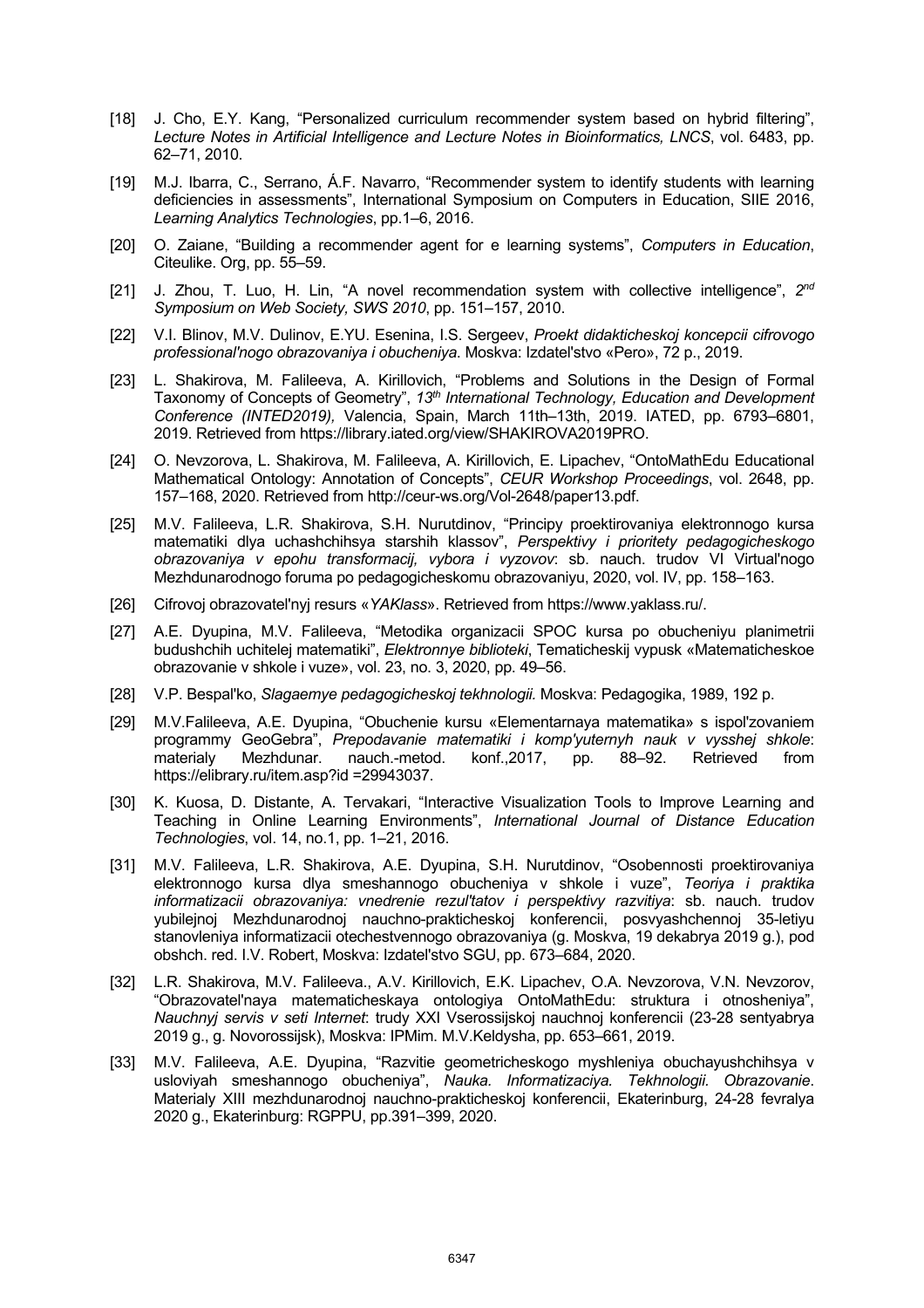[18] J. Cho, E.Y. Kang, "Personalized curriculum recommender system based on hybrid filtering", *Lecture Notes in Artificial Intelligence and Lecture Notes in Bioinformatics, LNCS*, vol. 6483, pp. 62–71, 2010.

[19] M.J. Ibarra, C., Serrano, Á.F. Navarro, "Recommender system to identify students with learning deficiencies in assessments", International Symposium on Computers in Education, SIIE 2016, *Learning Analytics Technologies*, pp.1–6, 2016.

[20] O. Zaiane, "Building a recommender agent for e learning systems", *Computers in Education*, Citeulike. Org, pp. 55–59.

[21] J. Zhou, T. Luo, H. Lin, "A novel recommendation system with collective intelligence", *2nd Symposium on Web Society, SWS 2010*, pp. 151–157, 2010.

[22] V.I. Blinov, M.V. Dulinov, E.YU. Esenina, I.S. Sergeev, *Proekt didakticheskoj koncepcii cifrovogo professional'nogo obrazovaniya i obucheniya*. Moskva: Izdatel'stvo «Pero», 72 p., 2019.

[23] L. Shakirova, M. Falileeva, A. Kirillovich, "Problems and Solutions in the Design of Formal Taxonomy of Concepts of Geometry", *13th International Technology, Education and Development Conference (INTED2019),* Valencia, Spain, March 11th–13th, 2019. IATED, pp. 6793–6801, 2019. Retrieved from https://library.iated.org/view/SHAKIROVA2019PRO.

[24] O. Nevzorova, L. Shakirova, M. Falileeva, A. Kirillovich, E. Lipachev, "OntoMathEdu Educational Mathematical Ontology: Annotation of Concepts", *CEUR Workshop Proceedings*, vol. 2648, pp. 157–168, 2020. Retrieved from http://ceur-ws.org/Vol-2648/paper13.pdf.

[25] M.V. Falileeva, L.R. Shakirova, S.H. Nurutdinov, "Principy proektirovaniya elektronnogo kursa matematiki dlya uchashchihsya starshih klassov", *Perspektivy i prioritety pedagogicheskogo obrazovaniya v epohu transformacij, vybora i vyzovov*: sb. nauch. trudov VI Virtual'nogo Mezhdunarodnogo foruma po pedagogicheskomu obrazovaniyu, 2020, vol. IV, pp. 158–163.

[26] Cifrovoj obrazovatel'nyj resurs «*YAKlass*». Retrieved from https://www.yaklass.ru/.

[27] A.E. Dyupina, M.V. Falileeva, "Metodika organizacii SPOC kursa po obucheniyu planimetrii budushchih uchitelej matematiki", *Elektronnye biblioteki*, Tematicheskij vypusk «Matematicheskoe obrazovanie v shkole i vuze», vol. 23, no. 3, 2020, pp. 49–56.

[28] V.P. Bespal'ko, *Slagaemye pedagogicheskoj tekhnologii.* Moskva: Pedagogika, 1989, 192 p.

[29] M.V.Falileeva, A.E. Dyupina, "Obuchenie kursu «Elementarnaya matematika» s ispol'zovaniem programmy GeoGebra", *Prepodavanie matematiki i komp'yuternyh nauk v vysshej shkole*: materialy Mezhdunar. nauch.-metod. konf.,2017, pp. 88–92. Retrieved from https://elibrary.ru/item.asp?id =29943037.

[30] K. Kuosa, D. Distante, A. Tervakari, "Interactive Visualization Tools to Improve Learning and Teaching in Online Learning Environments", *International Journal of Distance Education Technologies*, vol. 14, no.1, pp. 1–21, 2016.

[31] M.V. Falileeva, L.R. Shakirova, A.E. Dyupina, S.H. Nurutdinov, "Osobennosti proektirovaniya elektronnogo kursa dlya smeshannogo obucheniya v shkole i vuze", *Teoriya i praktika informatizacii obrazovaniya: vnedrenie rezul'tatov i perspektivy razvitiya*: sb. nauch. trudov yubilejnoj Mezhdunarodnoj nauchno-prakticheskoj konferencii, posvyashchennoj 35-letiyu stanovleniya informatizacii otechestvennogo obrazovaniya (g. Moskva, 19 dekabrya 2019 g.), pod obshch. red. I.V. Robert, Moskva: Izdatel'stvo SGU, pp. 673–684, 2020.

[32] L.R. Shakirova, M.V. Falileeva., A.V. Kirillovich, E.K. Lipachev, O.A. Nevzorova, V.N. Nevzorov, "Obrazovatel'naya matematicheskaya ontologiya OntoMathEdu: struktura i otnosheniya", *Nauchnyj servis v seti Internet*: trudy XXI Vserossijskoj nauchnoj konferencii (23-28 sentyabrya 2019 g., g. Novorossijsk), Moskva: IPMim. M.V.Keldysha, pp. 653–661, 2019.

[33] M.V. Falileeva, A.E. Dyupina, "Razvitie geometricheskogo myshleniya obuchayushchihsya v usloviyah smeshannogo obucheniya", *Nauka. Informatizaciya. Tekhnologii. Obrazovanie*. Materialy XIII mezhdunarodnoj nauchno-prakticheskoj konferencii, Ekaterinburg, 24-28 fevralya 2020 g., Ekaterinburg: RGPPU, pp.391–399, 2020.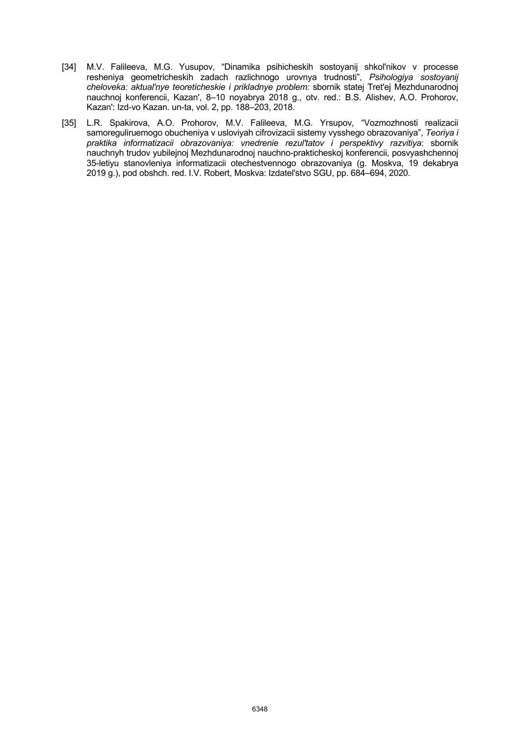[34] M.V. Falileeva, M.G. Yusupov, "Dinamika psihicheskih sostoyanij shkol'nikov v processe resheniya geometricheskih zadach razlichnogo urovnya trudnosti", *Psihologiya sostoyanij cheloveka: aktual'nye teoreticheskie i prikladnye problem:* sbornik statej Tret'ej Mezhdunarodnoj nauchnoj konferencii, Kazan', 8–10 noyabrya 2018 g., otv. red.: B.S. Alishev, A.O. Prohorov, Kazan': Izd-vo Kazan. un-ta, vol. 2, pp. 188–203, 2018.

[35] L.R. Spakirova, A.O. Prohorov, M.V. Falileeva, M.G. Yrsupov, "Vozmozhnosti realizacii samoreguliruemogo obucheniya v usloviyah cifrovizacii sistemy vysshego obrazovaniya", *Teoriya i praktika informatizacii obrazovaniya: vnedrenie rezul'tatov i perspektivy razvitiya*: sbornik nauchnyh trudov yubilejnoj Mezhdunarodnoj nauchno-prakticheskoj konferencii, posvyashchennoj 35-letiyu stanovleniya informatizacii otechestvennogo obrazovaniya (g. Moskva, 19 dekabrya 2019 g.), pod obshch. red. I.V. Robert, Moskva: Izdatel'stvo SGU, pp. 684–694, 2020.